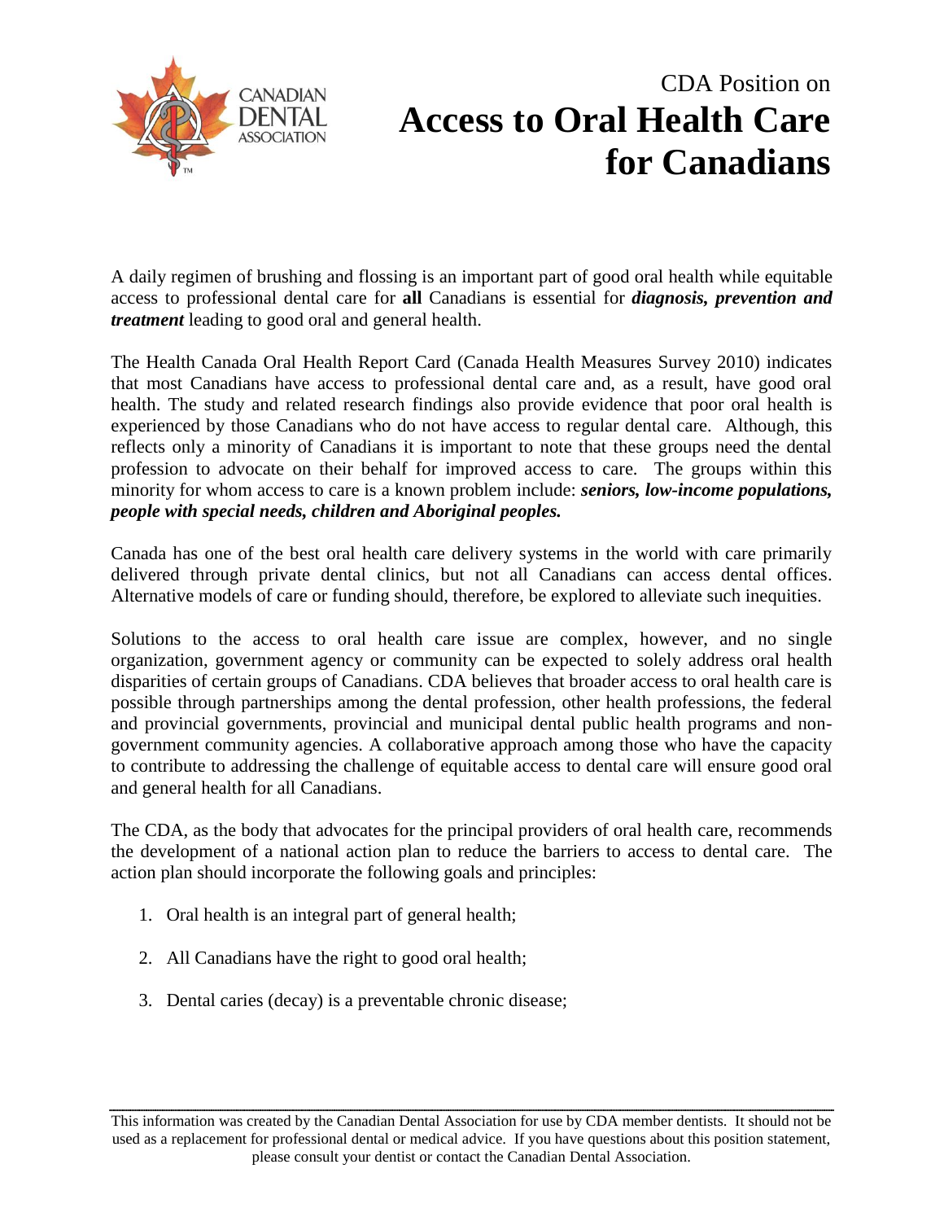# CDA Position on **Access to Oral Health Care for Canadians**

A daily regimen of brushing and flossing is an important part of good oral health while equitable access to professional dental care for **all** Canadians is essential for ***diagnosis, prevention and treatment*** leading to good oral and general health.

The Health Canada Oral Health Report Card (Canada Health Measures Survey 2010) indicates that most Canadians have access to professional dental care and, as a result, have good oral health. The study and related research findings also provide evidence that poor oral health is experienced by those Canadians who do not have access to regular dental care. Although, this reflects only a minority of Canadians it is important to note that these groups need the dental profession to advocate on their behalf for improved access to care. The groups within this minority for whom access to care is a known problem include: ***seniors, low-income populations, people with special needs, children and Aboriginal peoples.***

Canada has one of the best oral health care delivery systems in the world with care primarily delivered through private dental clinics, but not all Canadians can access dental offices. Alternative models of care or funding should, therefore, be explored to alleviate such inequities.

Solutions to the access to oral health care issue are complex, however, and no single organization, government agency or community can be expected to solely address oral health disparities of certain groups of Canadians. CDA believes that broader access to oral health care is possible through partnerships among the dental profession, other health professions, the federal and provincial governments, provincial and municipal dental public health programs and non-government community agencies. A collaborative approach among those who have the capacity to contribute to addressing the challenge of equitable access to dental care will ensure good oral and general health for all Canadians.

The CDA, as the body that advocates for the principal providers of oral health care, recommends the development of a national action plan to reduce the barriers to access to dental care. The action plan should incorporate the following goals and principles:

1. Oral health is an integral part of general health;
2. All Canadians have the right to good oral health;
3. Dental caries (decay) is a preventable chronic disease;

This information was created by the Canadian Dental Association for use by CDA member dentists. It should not be used as a replacement for professional dental or medical advice. If you have questions about this position statement, please consult your dentist or contact the Canadian Dental Association.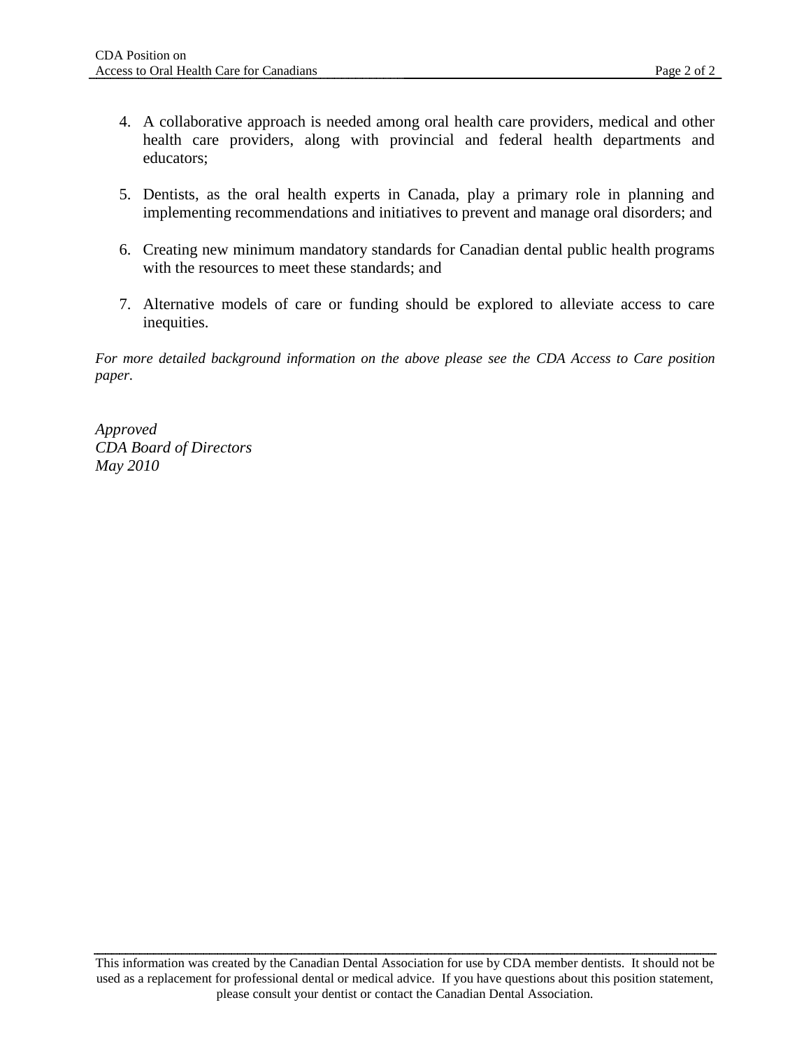4. A collaborative approach is needed among oral health care providers, medical and other health care providers, along with provincial and federal health departments and educators;

5. Dentists, as the oral health experts in Canada, play a primary role in planning and implementing recommendations and initiatives to prevent and manage oral disorders; and

6. Creating new minimum mandatory standards for Canadian dental public health programs with the resources to meet these standards; and

7. Alternative models of care or funding should be explored to alleviate access to care inequities.

*For more detailed background information on the above please see the CDA Access to Care position paper.*

*Approved*
*CDA Board of Directors*
*May 2010*

This information was created by the Canadian Dental Association for use by CDA member dentists. It should not be used as a replacement for professional dental or medical advice. If you have questions about this position statement, please consult your dentist or contact the Canadian Dental Association.